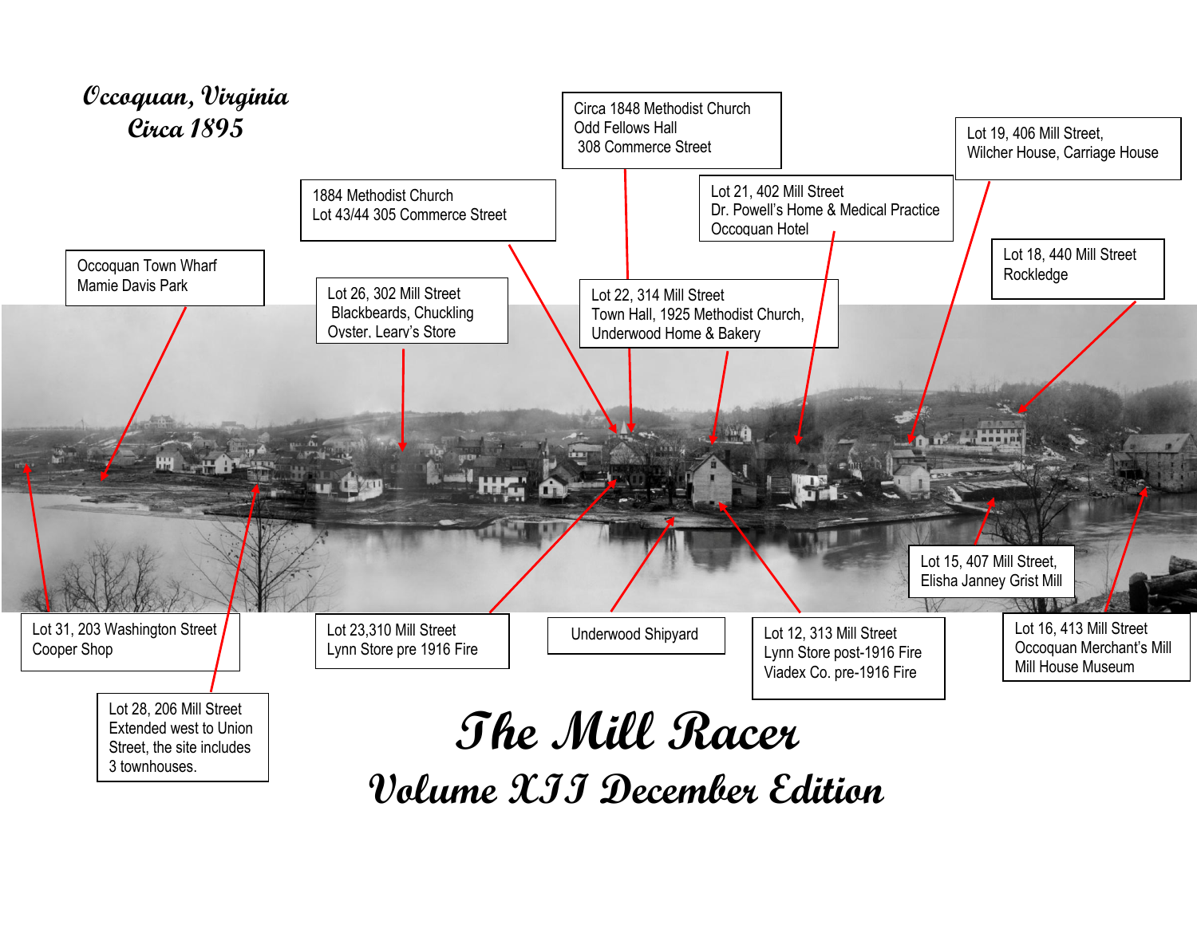# Occoquan, Virginia
## Circa 1895

Circa 1848 Methodist Church
Odd Fellows Hall
308 Commerce Street

Lot 19, 406 Mill Street,
Wilcher House, Carriage House

1884 Methodist Church
Lot 43/44 305 Commerce Street

Lot 21, 402 Mill Street
Dr. Powell's Home & Medical Practice
Occoquan Hotel

Lot 18, 440 Mill Street
Rockledge

Occoquan Town Wharf
Mamie Davis Park

Lot 26, 302 Mill Street
Blackbeards, Chuckling Oyster, Leary's Store

Lot 22, 314 Mill Street
Town Hall, 1925 Methodist Church,
Underwood Home & Bakery

Lot 15, 407 Mill Street,
Elisha Janney Grist Mill

Lot 31, 203 Washington Street
Cooper Shop

Lot 23,310 Mill Street
Lynn Store pre 1916 Fire

Underwood Shipyard

Lot 12, 313 Mill Street
Lynn Store post-1916 Fire
Viadex Co. pre-1916 Fire

Lot 16, 413 Mill Street
Occoquan Merchant's Mill
Mill House Museum

Lot 28, 206 Mill Street
Extended west to Union Street, the site includes 3 townhouses.

# The Mill Racer
## Volume XII December Edition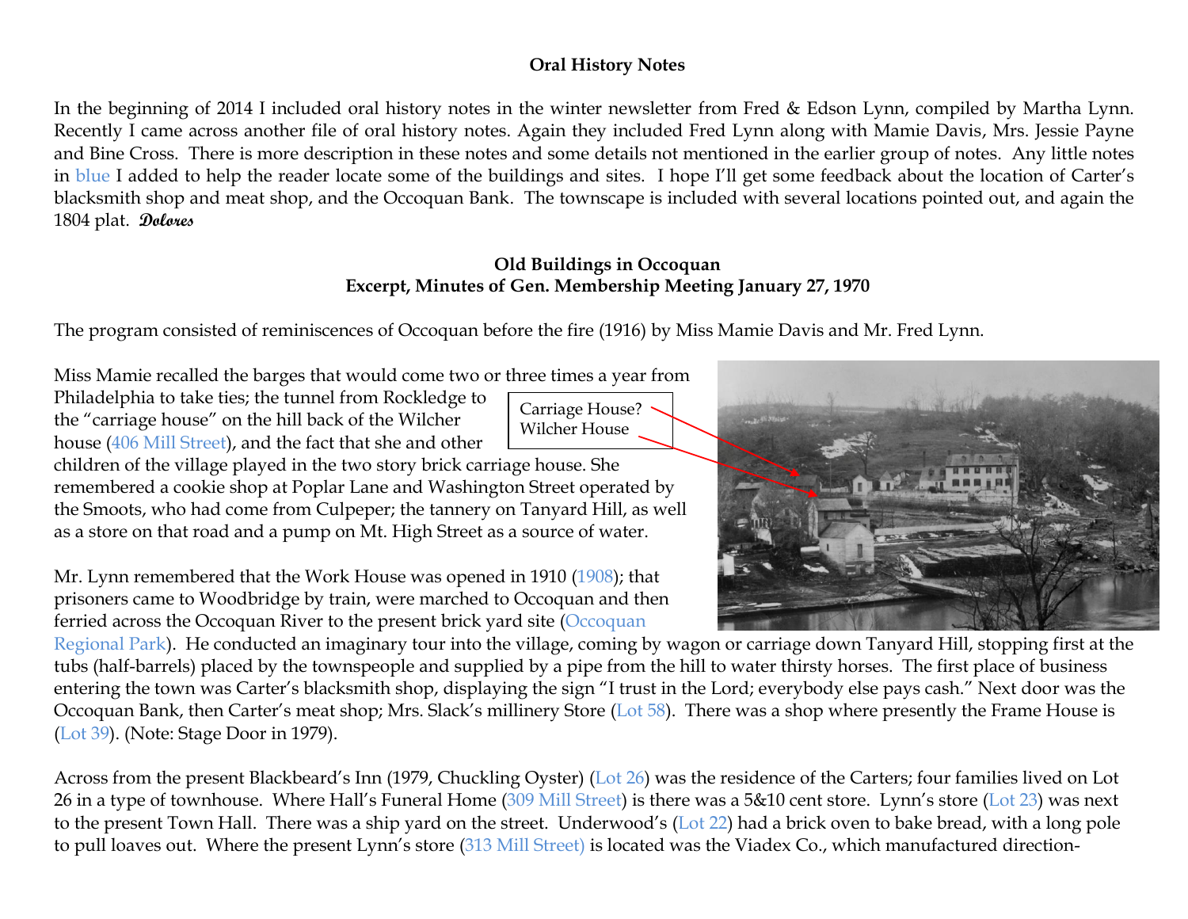**Oral History Notes**

In the beginning of 2014 I included oral history notes in the winter newsletter from Fred & Edson Lynn, compiled by Martha Lynn. Recently I came across another file of oral history notes. Again they included Fred Lynn along with Mamie Davis, Mrs. Jessie Payne and Bine Cross. There is more description in these notes and some details not mentioned in the earlier group of notes. Any little notes in blue I added to help the reader locate some of the buildings and sites. I hope I'll get some feedback about the location of Carter's blacksmith shop and meat shop, and the Occoquan Bank. The townscape is included with several locations pointed out, and again the 1804 plat. *Dolores*

**Old Buildings in Occoquan**
**Excerpt, Minutes of Gen. Membership Meeting January 27, 1970**

The program consisted of reminiscences of Occoquan before the fire (1916) by Miss Mamie Davis and Mr. Fred Lynn.

Miss Mamie recalled the barges that would come two or three times a year from Philadelphia to take ties; the tunnel from Rockledge to the "carriage house" on the hill back of the Wilcher house (406 Mill Street), and the fact that she and other children of the village played in the two story brick carriage house. She remembered a cookie shop at Poplar Lane and Washington Street operated by the Smoots, who had come from Culpeper; the tannery on Tanyard Hill, as well as a store on that road and a pump on Mt. High Street as a source of water.

Carriage House?
Wilcher House

Mr. Lynn remembered that the Work House was opened in 1910 (1908); that prisoners came to Woodbridge by train, were marched to Occoquan and then ferried across the Occoquan River to the present brick yard site (Occoquan Regional Park). He conducted an imaginary tour into the village, coming by wagon or carriage down Tanyard Hill, stopping first at the tubs (half-barrels) placed by the townspeople and supplied by a pipe from the hill to water thirsty horses. The first place of business entering the town was Carter's blacksmith shop, displaying the sign "I trust in the Lord; everybody else pays cash." Next door was the Occoquan Bank, then Carter's meat shop; Mrs. Slack's millinery Store (Lot 58). There was a shop where presently the Frame House is (Lot 39). (Note: Stage Door in 1979).

Across from the present Blackbeard's Inn (1979, Chuckling Oyster) (Lot 26) was the residence of the Carters; four families lived on Lot 26 in a type of townhouse. Where Hall's Funeral Home (309 Mill Street) is there was a 5&10 cent store. Lynn's store (Lot 23) was next to the present Town Hall. There was a ship yard on the street. Underwood's (Lot 22) had a brick oven to bake bread, with a long pole to pull loaves out. Where the present Lynn's store (313 Mill Street) is located was the Viadex Co., which manufactured direction-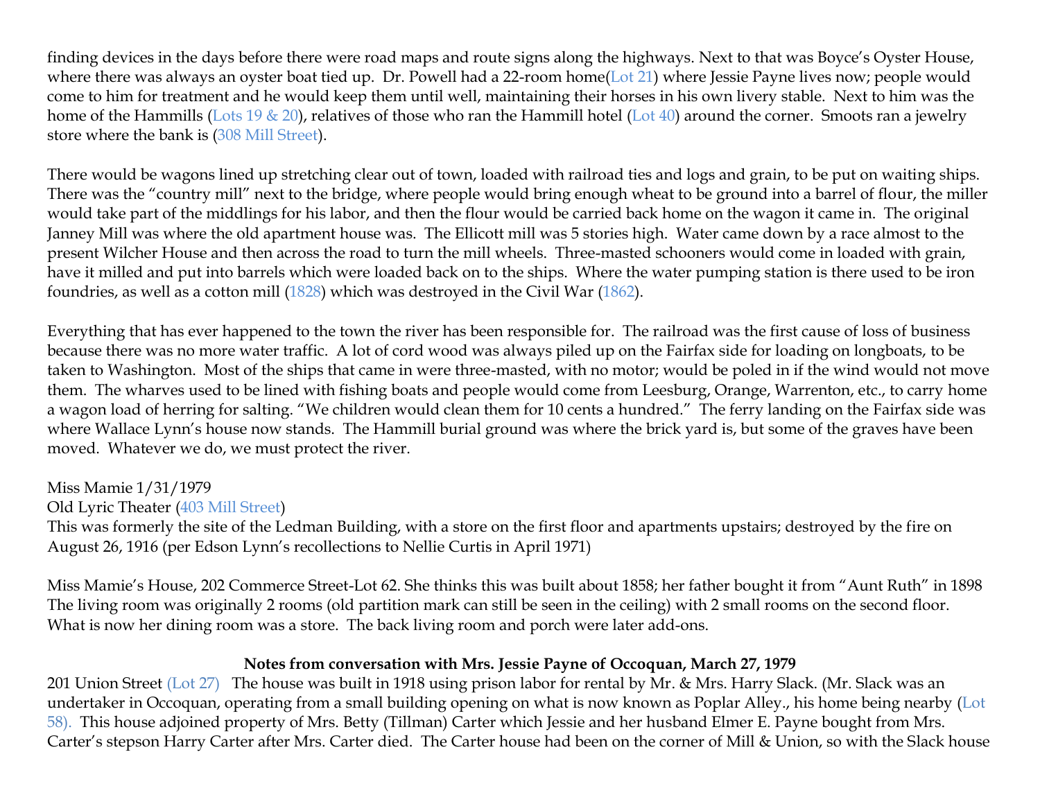finding devices in the days before there were road maps and route signs along the highways. Next to that was Boyce's Oyster House, where there was always an oyster boat tied up. Dr. Powell had a 22-room home(Lot 21) where Jessie Payne lives now; people would come to him for treatment and he would keep them until well, maintaining their horses in his own livery stable. Next to him was the home of the Hammills (Lots 19 & 20), relatives of those who ran the Hammill hotel (Lot 40) around the corner. Smoots ran a jewelry store where the bank is (308 Mill Street).

There would be wagons lined up stretching clear out of town, loaded with railroad ties and logs and grain, to be put on waiting ships. There was the "country mill" next to the bridge, where people would bring enough wheat to be ground into a barrel of flour, the miller would take part of the middlings for his labor, and then the flour would be carried back home on the wagon it came in. The original Janney Mill was where the old apartment house was. The Ellicott mill was 5 stories high. Water came down by a race almost to the present Wilcher House and then across the road to turn the mill wheels. Three-masted schooners would come in loaded with grain, have it milled and put into barrels which were loaded back on to the ships. Where the water pumping station is there used to be iron foundries, as well as a cotton mill (1828) which was destroyed in the Civil War (1862).

Everything that has ever happened to the town the river has been responsible for. The railroad was the first cause of loss of business because there was no more water traffic. A lot of cord wood was always piled up on the Fairfax side for loading on longboats, to be taken to Washington. Most of the ships that came in were three-masted, with no motor; would be poled in if the wind would not move them. The wharves used to be lined with fishing boats and people would come from Leesburg, Orange, Warrenton, etc., to carry home a wagon load of herring for salting. "We children would clean them for 10 cents a hundred." The ferry landing on the Fairfax side was where Wallace Lynn's house now stands. The Hammill burial ground was where the brick yard is, but some of the graves have been moved. Whatever we do, we must protect the river.

Miss Mamie 1/31/1979
Old Lyric Theater (403 Mill Street)
This was formerly the site of the Ledman Building, with a store on the first floor and apartments upstairs; destroyed by the fire on August 26, 1916 (per Edson Lynn's recollections to Nellie Curtis in April 1971)

Miss Mamie's House, 202 Commerce Street-Lot 62. She thinks this was built about 1858; her father bought it from "Aunt Ruth" in 1898 The living room was originally 2 rooms (old partition mark can still be seen in the ceiling) with 2 small rooms on the second floor. What is now her dining room was a store. The back living room and porch were later add-ons.

**Notes from conversation with Mrs. Jessie Payne of Occoquan, March 27, 1979**

201 Union Street (Lot 27) The house was built in 1918 using prison labor for rental by Mr. & Mrs. Harry Slack. (Mr. Slack was an undertaker in Occoquan, operating from a small building opening on what is now known as Poplar Alley., his home being nearby (Lot 58). This house adjoined property of Mrs. Betty (Tillman) Carter which Jessie and her husband Elmer E. Payne bought from Mrs. Carter's stepson Harry Carter after Mrs. Carter died. The Carter house had been on the corner of Mill & Union, so with the Slack house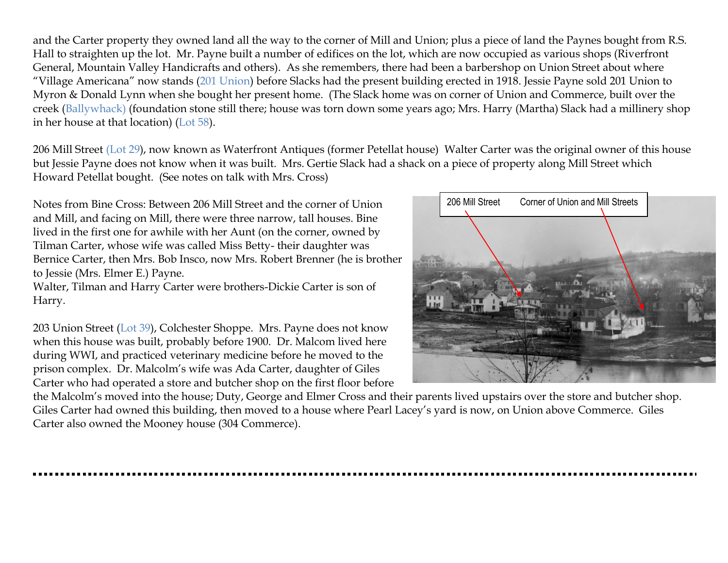and the Carter property they owned land all the way to the corner of Mill and Union; plus a piece of land the Paynes bought from R.S. Hall to straighten up the lot. Mr. Payne built a number of edifices on the lot, which are now occupied as various shops (Riverfront General, Mountain Valley Handicrafts and others). As she remembers, there had been a barbershop on Union Street about where "Village Americana" now stands (201 Union) before Slacks had the present building erected in 1918. Jessie Payne sold 201 Union to Myron & Donald Lynn when she bought her present home. (The Slack home was on corner of Union and Commerce, built over the creek (Ballywhack) (foundation stone still there; house was torn down some years ago; Mrs. Harry (Martha) Slack had a millinery shop in her house at that location) (Lot 58).

206 Mill Street (Lot 29), now known as Waterfront Antiques (former Petellat house) Walter Carter was the original owner of this house but Jessie Payne does not know when it was built. Mrs. Gertie Slack had a shack on a piece of property along Mill Street which Howard Petellat bought. (See notes on talk with Mrs. Cross)

Notes from Bine Cross: Between 206 Mill Street and the corner of Union and Mill, and facing on Mill, there were three narrow, tall houses. Bine lived in the first one for awhile with her Aunt (on the corner, owned by Tilman Carter, whose wife was called Miss Betty- their daughter was Bernice Carter, then Mrs. Bob Insco, now Mrs. Robert Brenner (he is brother to Jessie (Mrs. Elmer E.) Payne.

Walter, Tilman and Harry Carter were brothers-Dickie Carter is son of Harry.

206 Mill Street    Corner of Union and Mill Streets

203 Union Street (Lot 39), Colchester Shoppe. Mrs. Payne does not know when this house was built, probably before 1900. Dr. Malcom lived here during WWI, and practiced veterinary medicine before he moved to the prison complex. Dr. Malcolm's wife was Ada Carter, daughter of Giles Carter who had operated a store and butcher shop on the first floor before the Malcolm's moved into the house; Duty, George and Elmer Cross and their parents lived upstairs over the store and butcher shop. Giles Carter had owned this building, then moved to a house where Pearl Lacey's yard is now, on Union above Commerce. Giles Carter also owned the Mooney house (304 Commerce).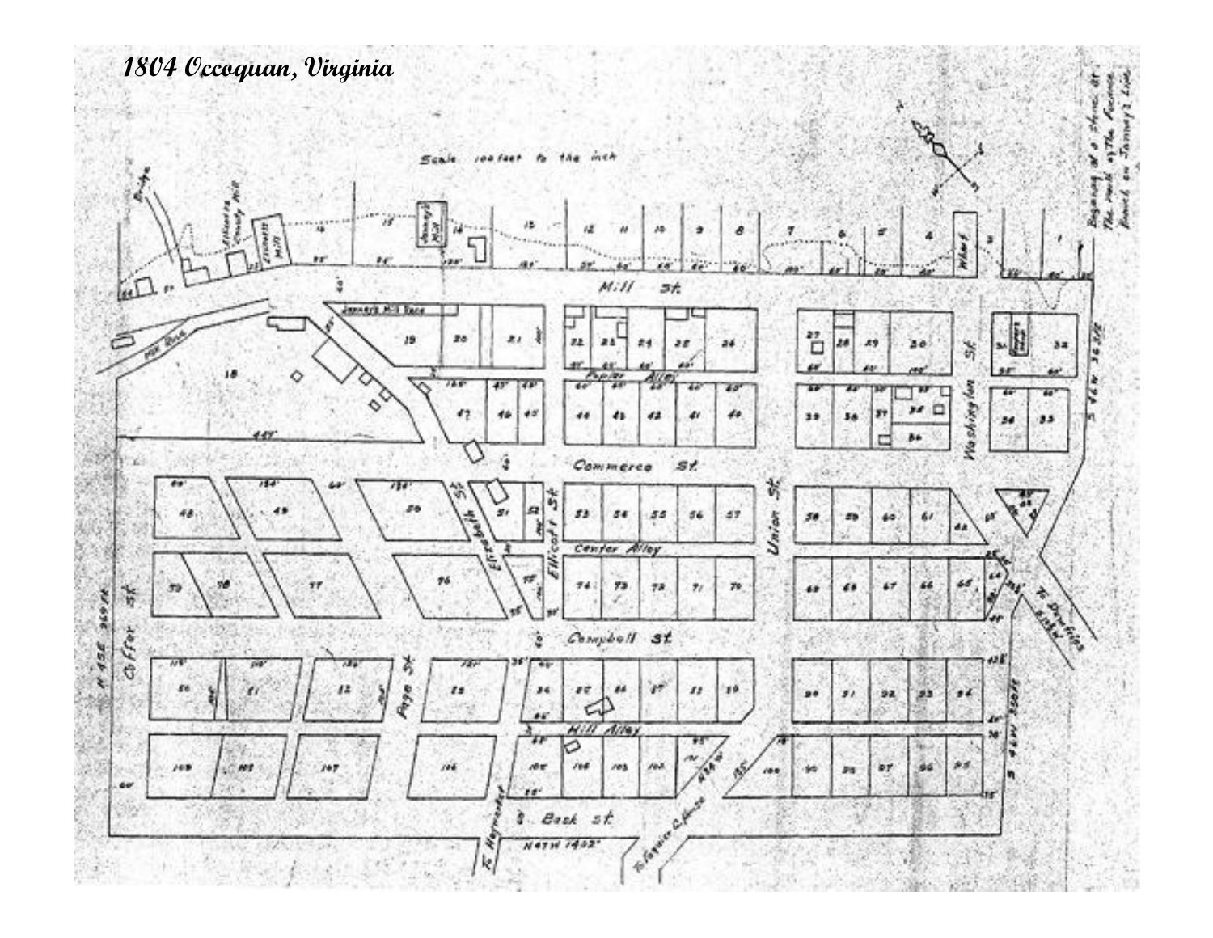# 1804 Occoquan, Virginia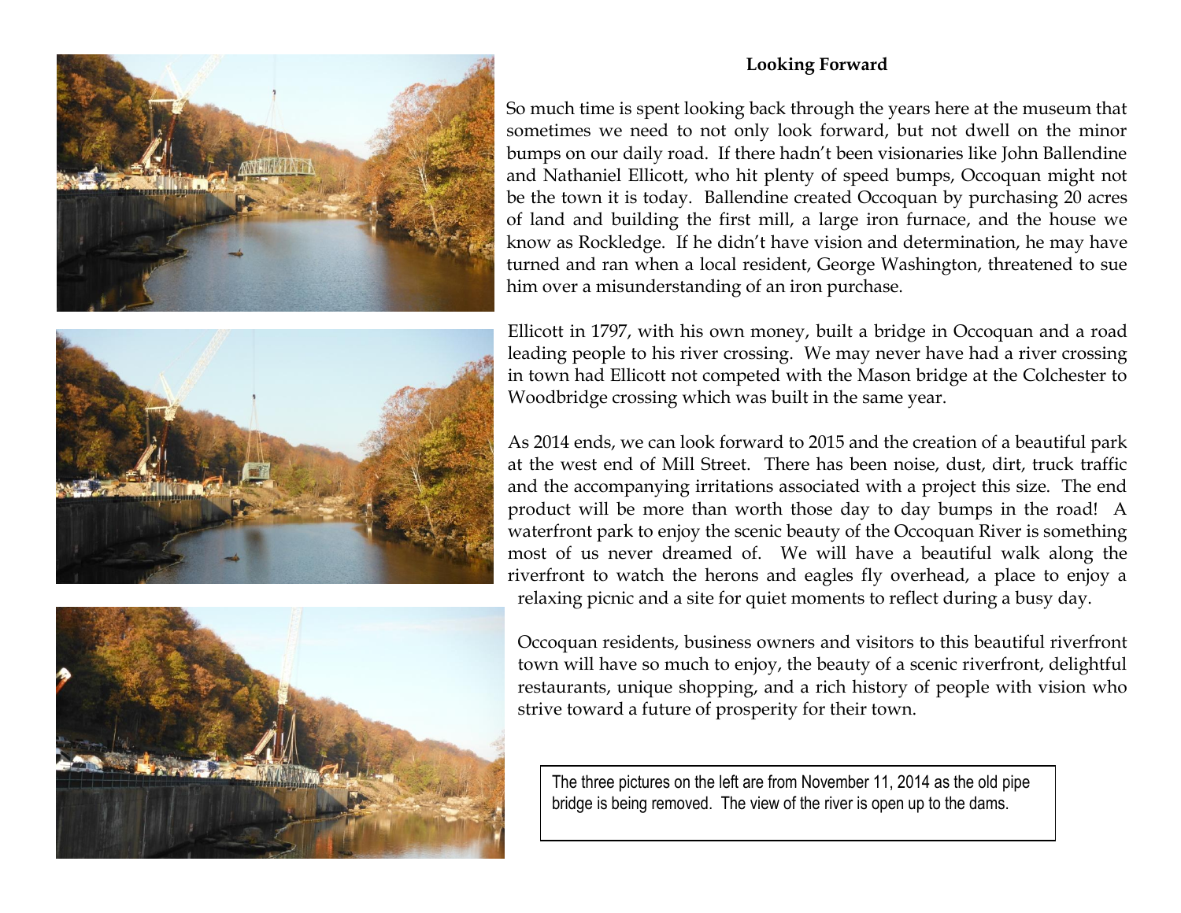## Looking Forward

So much time is spent looking back through the years here at the museum that sometimes we need to not only look forward, but not dwell on the minor bumps on our daily road. If there hadn't been visionaries like John Ballendine and Nathaniel Ellicott, who hit plenty of speed bumps, Occoquan might not be the town it is today. Ballendine created Occoquan by purchasing 20 acres of land and building the first mill, a large iron furnace, and the house we know as Rockledge. If he didn't have vision and determination, he may have turned and ran when a local resident, George Washington, threatened to sue him over a misunderstanding of an iron purchase.

Ellicott in 1797, with his own money, built a bridge in Occoquan and a road leading people to his river crossing. We may never have had a river crossing in town had Ellicott not competed with the Mason bridge at the Colchester to Woodbridge crossing which was built in the same year.

As 2014 ends, we can look forward to 2015 and the creation of a beautiful park at the west end of Mill Street. There has been noise, dust, dirt, truck traffic and the accompanying irritations associated with a project this size. The end product will be more than worth those day to day bumps in the road! A waterfront park to enjoy the scenic beauty of the Occoquan River is something most of us never dreamed of. We will have a beautiful walk along the riverfront to watch the herons and eagles fly overhead, a place to enjoy a relaxing picnic and a site for quiet moments to reflect during a busy day.

Occoquan residents, business owners and visitors to this beautiful riverfront town will have so much to enjoy, the beauty of a scenic riverfront, delightful restaurants, unique shopping, and a rich history of people with vision who strive toward a future of prosperity for their town.

The three pictures on the left are from November 11, 2014 as the old pipe bridge is being removed. The view of the river is open up to the dams.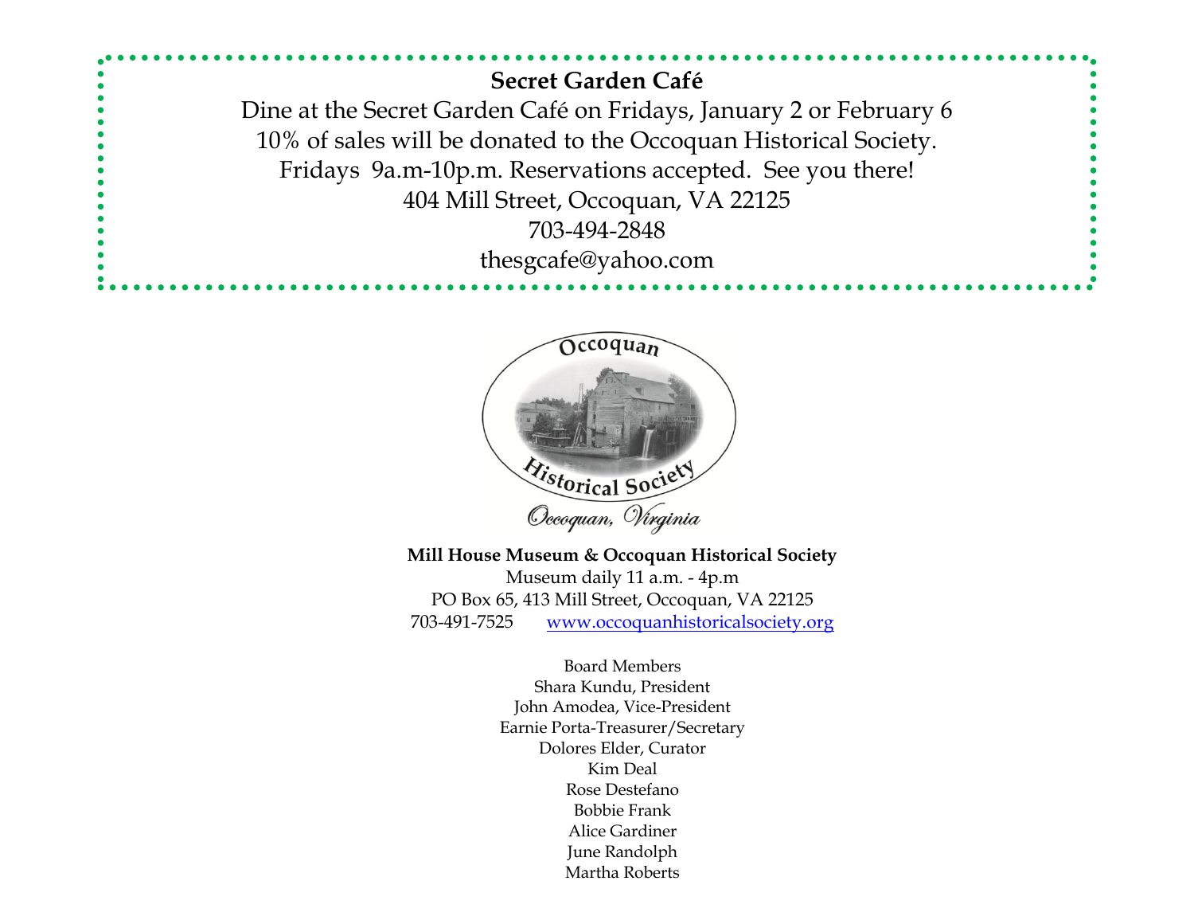**Secret Garden Café**

Dine at the Secret Garden Café on Fridays, January 2 or February 6
10% of sales will be donated to the Occoquan Historical Society.
Fridays 9a.m-10p.m. Reservations accepted. See you there!
404 Mill Street, Occoquan, VA 22125
703-494-2848
thesgcafe@yahoo.com

Occoquan Historical Society
Occoquan, Virginia

**Mill House Museum & Occoquan Historical Society**
Museum daily 11 a.m. - 4p.m
PO Box 65, 413 Mill Street, Occoquan, VA 22125
703-491-7525 www.occoquanhistoricalsociety.org

Board Members
Shara Kundu, President
John Amodea, Vice-President
Earnie Porta-Treasurer/Secretary
Dolores Elder, Curator
Kim Deal
Rose Destefano
Bobbie Frank
Alice Gardiner
June Randolph
Martha Roberts